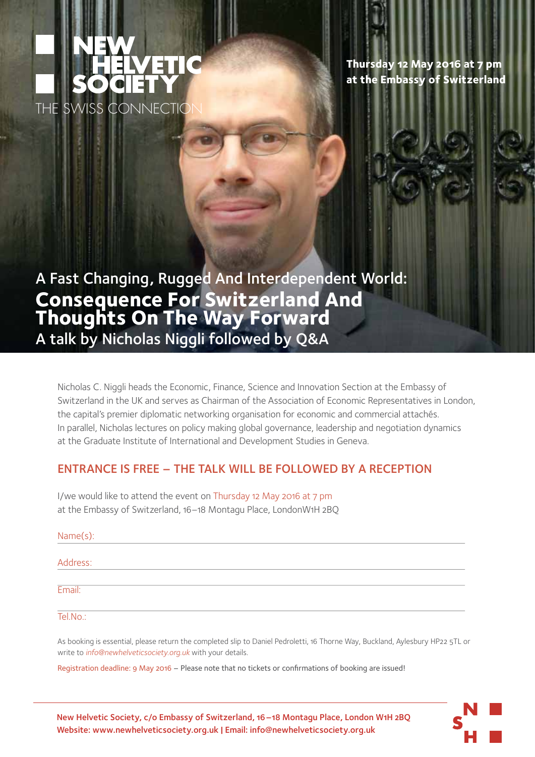NEW HELVETIC SOCIETY

THE SWISS CONNECTION

**Thursday 12 May 2016 at 7 pm**
**at the Embassy of Switzerland**

## A Fast Changing, Rugged And Interdependent World:

# Consequence For Switzerland And Thoughts On The Way Forward

## A talk by Nicholas Niggli followed by Q&A

Nicholas C. Niggli heads the Economic, Finance, Science and Innovation Section at the Embassy of Switzerland in the UK and serves as Chairman of the Association of Economic Representatives in London, the capital's premier diplomatic networking organisation for economic and commercial attachés. In parallel, Nicholas lectures on policy making global governance, leadership and negotiation dynamics at the Graduate Institute of International and Development Studies in Geneva.

### ENTRANCE IS FREE – THE TALK WILL BE FOLLOWED BY A RECEPTION

I/we would like to attend the event on Thursday 12 May 2016 at 7 pm
at the Embassy of Switzerland, 16–18 Montagu Place, LondonW1H 2BQ

Name(s): ____________________

Address: ____________________

Email: ____________________

Tel.No.: ____________________

As booking is essential, please return the completed slip to Daniel Pedroletti, 16 Thorne Way, Buckland, Aylesbury HP22 5TL or write to *info@newhelveticsociety.org.uk* with your details.

Registration deadline: 9 May 2016 – Please note that no tickets or confirmations of booking are issued!

**New Helvetic Society, c/o Embassy of Switzerland, 16–18 Montagu Place, London W1H 2BQ**
**Website: www.newhelveticsociety.org.uk | Email: info@newhelveticsociety.org.uk**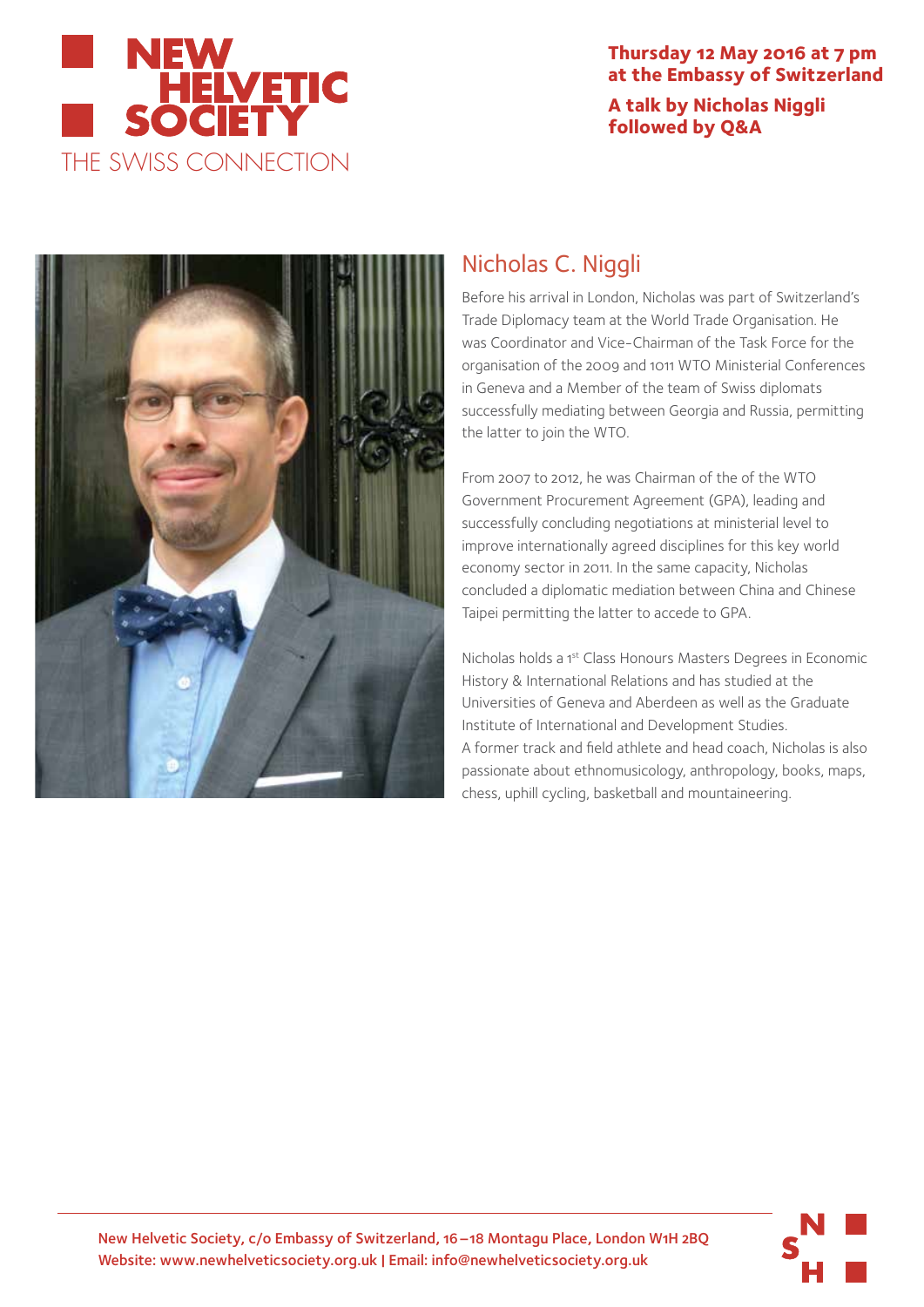# NEW HELVETIC SOCIETY

THE SWISS CONNECTION

**Thursday 12 May 2016 at 7 pm at the Embassy of Switzerland**

**A talk by Nicholas Niggli followed by Q&A**

## Nicholas C. Niggli

Before his arrival in London, Nicholas was part of Switzerland's Trade Diplomacy team at the World Trade Organisation. He was Coordinator and Vice-Chairman of the Task Force for the organisation of the 2009 and 1011 WTO Ministerial Conferences in Geneva and a Member of the team of Swiss diplomats successfully mediating between Georgia and Russia, permitting the latter to join the WTO.

From 2007 to 2012, he was Chairman of the of the WTO Government Procurement Agreement (GPA), leading and successfully concluding negotiations at ministerial level to improve internationally agreed disciplines for this key world economy sector in 2011. In the same capacity, Nicholas concluded a diplomatic mediation between China and Chinese Taipei permitting the latter to accede to GPA.

Nicholas holds a 1st Class Honours Masters Degrees in Economic History & International Relations and has studied at the Universities of Geneva and Aberdeen as well as the Graduate Institute of International and Development Studies.
A former track and field athlete and head coach, Nicholas is also passionate about ethnomusicology, anthropology, books, maps, chess, uphill cycling, basketball and mountaineering.

New Helvetic Society, c/o Embassy of Switzerland, 16–18 Montagu Place, London W1H 2BQ
Website: www.newhelveticsociety.org.uk | Email: info@newhelveticsociety.org.uk